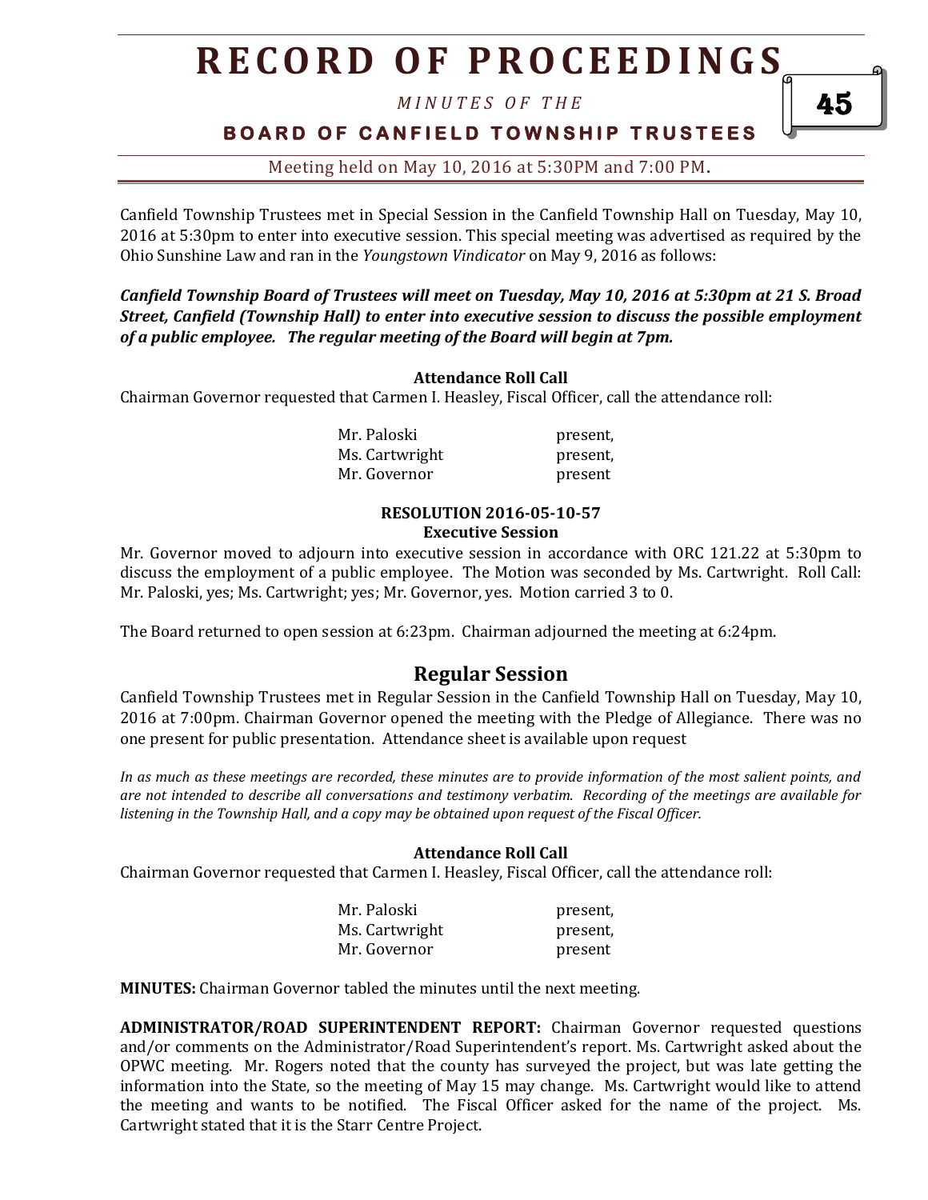# RECORD OF PROCEEDINGS

*MINUTES OF THE*

**BOARD OF CANFIELD TOWNSHIP TRUSTEES**

Meeting held on May 10, 2016 at 5:30PM and 7:00 PM.

Canfield Township Trustees met in Special Session in the Canfield Township Hall on Tuesday, May 10, 2016 at 5:30pm to enter into executive session. This special meeting was advertised as required by the Ohio Sunshine Law and ran in the *Youngstown Vindicator* on May 9, 2016 as follows:

***Canfield Township Board of Trustees will meet on Tuesday, May 10, 2016 at 5:30pm at 21 S. Broad Street, Canfield (Township Hall) to enter into executive session to discuss the possible employment of a public employee. The regular meeting of the Board will begin at 7pm.***

**Attendance Roll Call**

Chairman Governor requested that Carmen I. Heasley, Fiscal Officer, call the attendance roll:

| | |
|---|---|
| Mr. Paloski | present, |
| Ms. Cartwright | present, |
| Mr. Governor | present |

**RESOLUTION 2016-05-10-57**
**Executive Session**

Mr. Governor moved to adjourn into executive session in accordance with ORC 121.22 at 5:30pm to discuss the employment of a public employee. The Motion was seconded by Ms. Cartwright. Roll Call: Mr. Paloski, yes; Ms. Cartwright; yes; Mr. Governor, yes. Motion carried 3 to 0.

The Board returned to open session at 6:23pm. Chairman adjourned the meeting at 6:24pm.

## Regular Session

Canfield Township Trustees met in Regular Session in the Canfield Township Hall on Tuesday, May 10, 2016 at 7:00pm. Chairman Governor opened the meeting with the Pledge of Allegiance. There was no one present for public presentation. Attendance sheet is available upon request

*In as much as these meetings are recorded, these minutes are to provide information of the most salient points, and are not intended to describe all conversations and testimony verbatim. Recording of the meetings are available for listening in the Township Hall, and a copy may be obtained upon request of the Fiscal Officer.*

**Attendance Roll Call**

Chairman Governor requested that Carmen I. Heasley, Fiscal Officer, call the attendance roll:

| | |
|---|---|
| Mr. Paloski | present, |
| Ms. Cartwright | present, |
| Mr. Governor | present |

**MINUTES:** Chairman Governor tabled the minutes until the next meeting.

**ADMINISTRATOR/ROAD SUPERINTENDENT REPORT:** Chairman Governor requested questions and/or comments on the Administrator/Road Superintendent's report. Ms. Cartwright asked about the OPWC meeting. Mr. Rogers noted that the county has surveyed the project, but was late getting the information into the State, so the meeting of May 15 may change. Ms. Cartwright would like to attend the meeting and wants to be notified. The Fiscal Officer asked for the name of the project. Ms. Cartwright stated that it is the Starr Centre Project.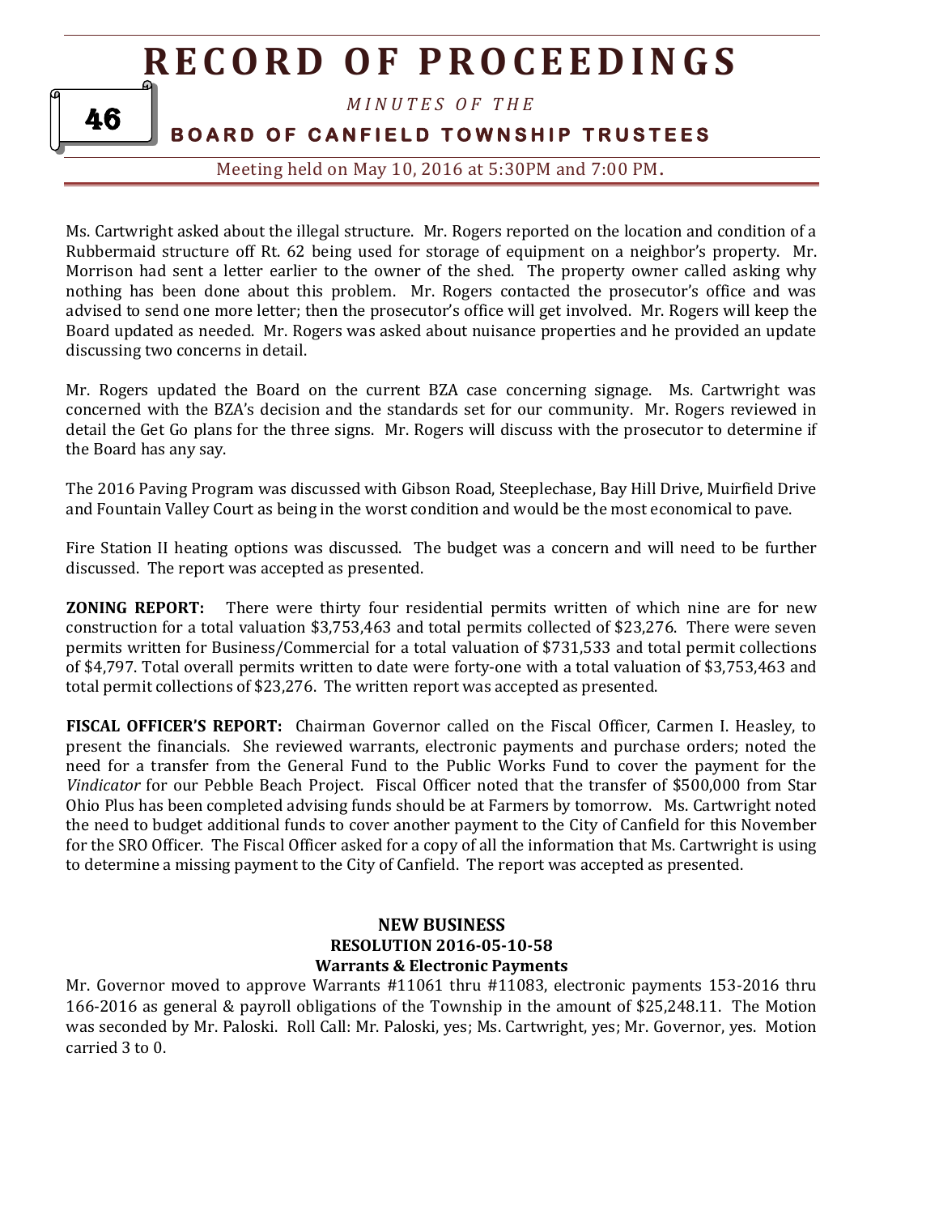Ms. Cartwright asked about the illegal structure. Mr. Rogers reported on the location and condition of a Rubbermaid structure off Rt. 62 being used for storage of equipment on a neighbor's property. Mr. Morrison had sent a letter earlier to the owner of the shed. The property owner called asking why nothing has been done about this problem. Mr. Rogers contacted the prosecutor's office and was advised to send one more letter; then the prosecutor's office will get involved. Mr. Rogers will keep the Board updated as needed. Mr. Rogers was asked about nuisance properties and he provided an update discussing two concerns in detail.

Mr. Rogers updated the Board on the current BZA case concerning signage. Ms. Cartwright was concerned with the BZA's decision and the standards set for our community. Mr. Rogers reviewed in detail the Get Go plans for the three signs. Mr. Rogers will discuss with the prosecutor to determine if the Board has any say.

The 2016 Paving Program was discussed with Gibson Road, Steeplechase, Bay Hill Drive, Muirfield Drive and Fountain Valley Court as being in the worst condition and would be the most economical to pave.

Fire Station II heating options was discussed. The budget was a concern and will need to be further discussed. The report was accepted as presented.

**ZONING REPORT:** There were thirty four residential permits written of which nine are for new construction for a total valuation $3,753,463 and total permits collected of $23,276. There were seven permits written for Business/Commercial for a total valuation of $731,533 and total permit collections of $4,797. Total overall permits written to date were forty-one with a total valuation of $3,753,463 and total permit collections of $23,276. The written report was accepted as presented.

**FISCAL OFFICER'S REPORT:** Chairman Governor called on the Fiscal Officer, Carmen I. Heasley, to present the financials. She reviewed warrants, electronic payments and purchase orders; noted the need for a transfer from the General Fund to the Public Works Fund to cover the payment for the *Vindicator* for our Pebble Beach Project. Fiscal Officer noted that the transfer of $500,000 from Star Ohio Plus has been completed advising funds should be at Farmers by tomorrow. Ms. Cartwright noted the need to budget additional funds to cover another payment to the City of Canfield for this November for the SRO Officer. The Fiscal Officer asked for a copy of all the information that Ms. Cartwright is using to determine a missing payment to the City of Canfield. The report was accepted as presented.

**NEW BUSINESS**
**RESOLUTION 2016-05-10-58**
**Warrants & Electronic Payments**

Mr. Governor moved to approve Warrants #11061 thru #11083, electronic payments 153-2016 thru 166-2016 as general & payroll obligations of the Township in the amount of $25,248.11. The Motion was seconded by Mr. Paloski. Roll Call: Mr. Paloski, yes; Ms. Cartwright, yes; Mr. Governor, yes. Motion carried 3 to 0.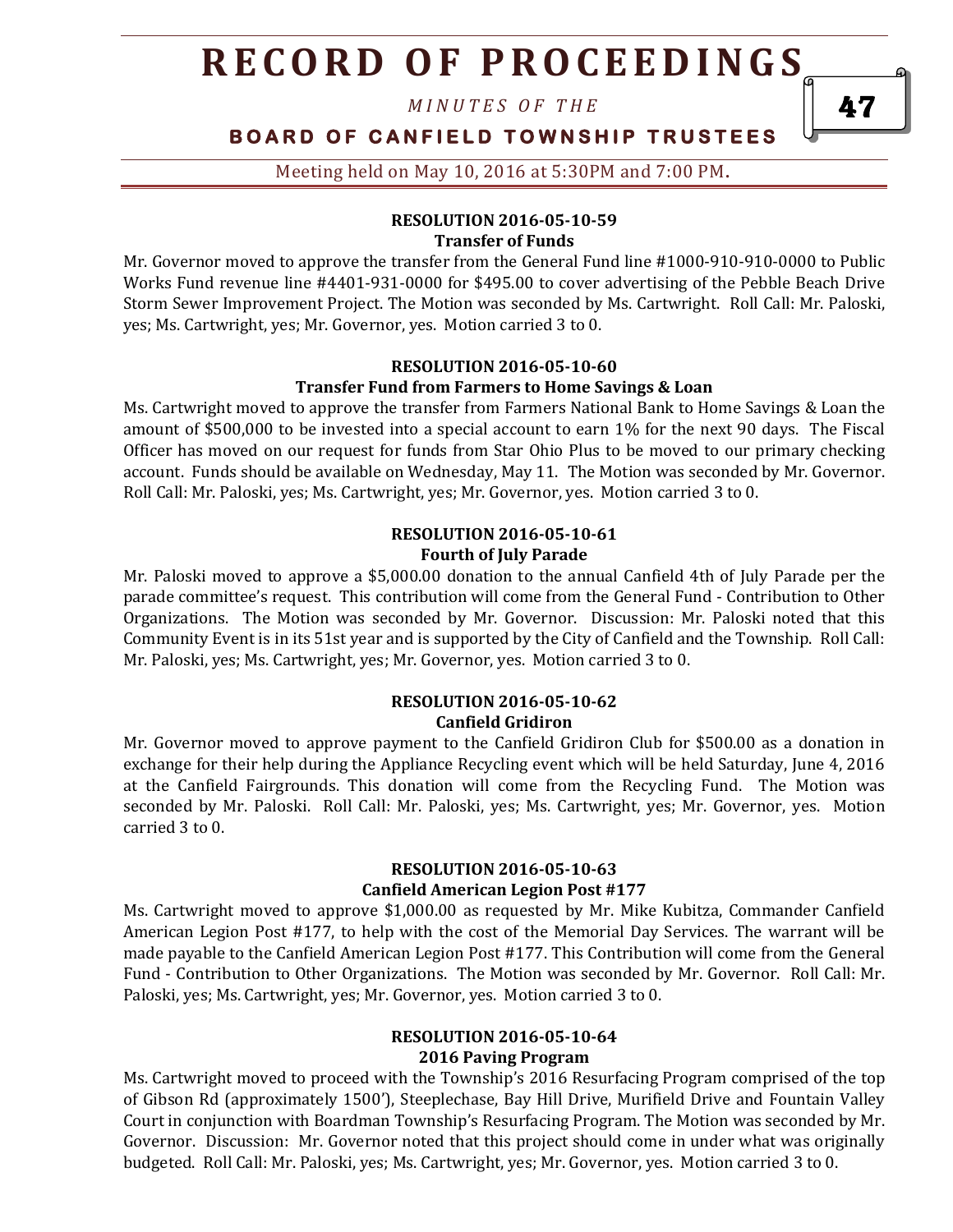#### RESOLUTION 2016-05-10-59
#### Transfer of Funds

Mr. Governor moved to approve the transfer from the General Fund line #1000-910-910-0000 to Public Works Fund revenue line #4401-931-0000 for $495.00 to cover advertising of the Pebble Beach Drive Storm Sewer Improvement Project. The Motion was seconded by Ms. Cartwright. Roll Call: Mr. Paloski, yes; Ms. Cartwright, yes; Mr. Governor, yes. Motion carried 3 to 0.

#### RESOLUTION 2016-05-10-60
#### Transfer Fund from Farmers to Home Savings & Loan

Ms. Cartwright moved to approve the transfer from Farmers National Bank to Home Savings & Loan the amount of $500,000 to be invested into a special account to earn 1% for the next 90 days. The Fiscal Officer has moved on our request for funds from Star Ohio Plus to be moved to our primary checking account. Funds should be available on Wednesday, May 11. The Motion was seconded by Mr. Governor. Roll Call: Mr. Paloski, yes; Ms. Cartwright, yes; Mr. Governor, yes. Motion carried 3 to 0.

#### RESOLUTION 2016-05-10-61
#### Fourth of July Parade

Mr. Paloski moved to approve a $5,000.00 donation to the annual Canfield 4th of July Parade per the parade committee's request. This contribution will come from the General Fund - Contribution to Other Organizations. The Motion was seconded by Mr. Governor. Discussion: Mr. Paloski noted that this Community Event is in its 51st year and is supported by the City of Canfield and the Township. Roll Call: Mr. Paloski, yes; Ms. Cartwright, yes; Mr. Governor, yes. Motion carried 3 to 0.

#### RESOLUTION 2016-05-10-62
#### Canfield Gridiron

Mr. Governor moved to approve payment to the Canfield Gridiron Club for $500.00 as a donation in exchange for their help during the Appliance Recycling event which will be held Saturday, June 4, 2016 at the Canfield Fairgrounds. This donation will come from the Recycling Fund. The Motion was seconded by Mr. Paloski. Roll Call: Mr. Paloski, yes; Ms. Cartwright, yes; Mr. Governor, yes. Motion carried 3 to 0.

#### RESOLUTION 2016-05-10-63
#### Canfield American Legion Post #177

Ms. Cartwright moved to approve $1,000.00 as requested by Mr. Mike Kubitza, Commander Canfield American Legion Post #177, to help with the cost of the Memorial Day Services. The warrant will be made payable to the Canfield American Legion Post #177. This Contribution will come from the General Fund - Contribution to Other Organizations. The Motion was seconded by Mr. Governor. Roll Call: Mr. Paloski, yes; Ms. Cartwright, yes; Mr. Governor, yes. Motion carried 3 to 0.

#### RESOLUTION 2016-05-10-64
#### 2016 Paving Program

Ms. Cartwright moved to proceed with the Township's 2016 Resurfacing Program comprised of the top of Gibson Rd (approximately 1500'), Steeplechase, Bay Hill Drive, Murifield Drive and Fountain Valley Court in conjunction with Boardman Township's Resurfacing Program. The Motion was seconded by Mr. Governor. Discussion: Mr. Governor noted that this project should come in under what was originally budgeted. Roll Call: Mr. Paloski, yes; Ms. Cartwright, yes; Mr. Governor, yes. Motion carried 3 to 0.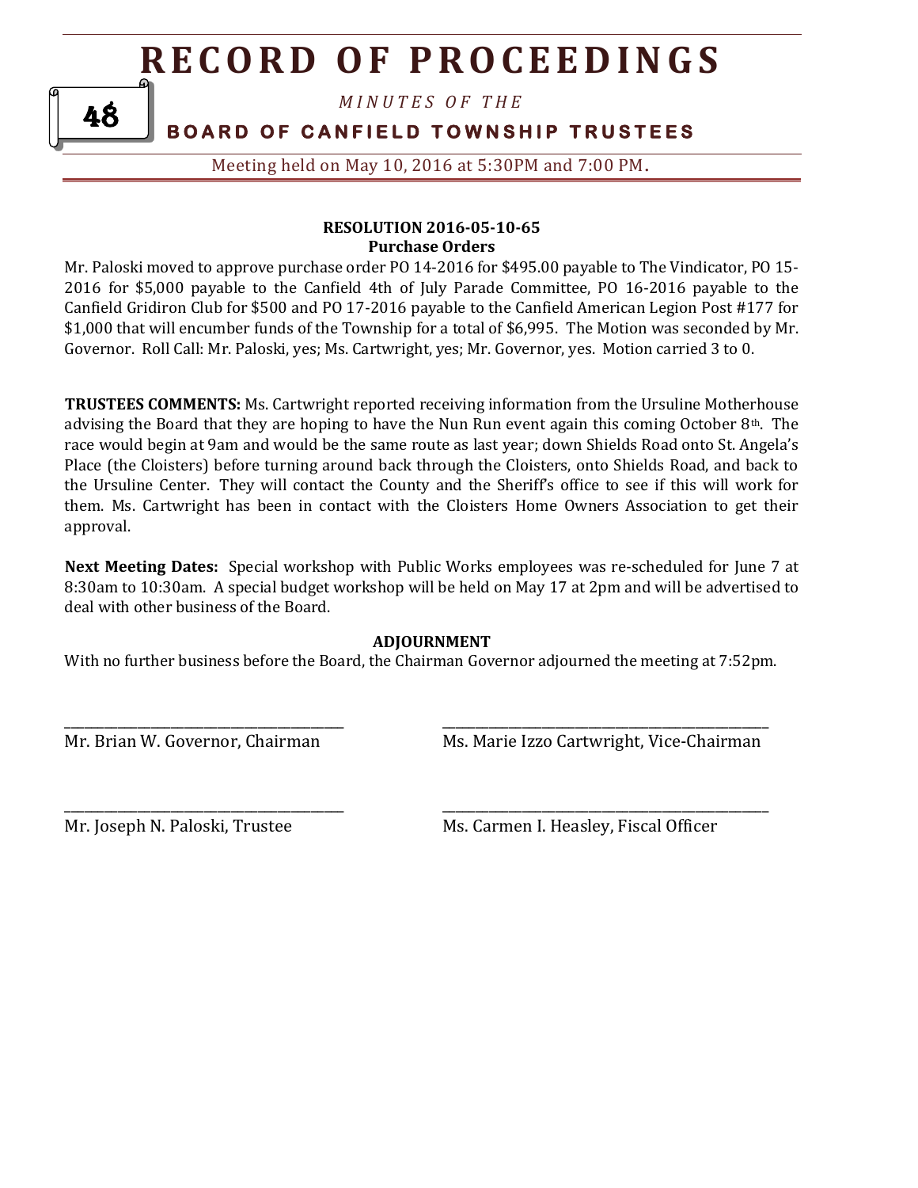**RESOLUTION 2016-05-10-65**
**Purchase Orders**

Mr. Paloski moved to approve purchase order PO 14-2016 for $495.00 payable to The Vindicator, PO 15-2016 for $5,000 payable to the Canfield 4th of July Parade Committee, PO 16-2016 payable to the Canfield Gridiron Club for $500 and PO 17-2016 payable to the Canfield American Legion Post #177 for $1,000 that will encumber funds of the Township for a total of $6,995. The Motion was seconded by Mr. Governor. Roll Call: Mr. Paloski, yes; Ms. Cartwright, yes; Mr. Governor, yes. Motion carried 3 to 0.

**TRUSTEES COMMENTS:** Ms. Cartwright reported receiving information from the Ursuline Motherhouse advising the Board that they are hoping to have the Nun Run event again this coming October 8th. The race would begin at 9am and would be the same route as last year; down Shields Road onto St. Angela's Place (the Cloisters) before turning around back through the Cloisters, onto Shields Road, and back to the Ursuline Center. They will contact the County and the Sheriff's office to see if this will work for them. Ms. Cartwright has been in contact with the Cloisters Home Owners Association to get their approval.

**Next Meeting Dates:** Special workshop with Public Works employees was re-scheduled for June 7 at 8:30am to 10:30am. A special budget workshop will be held on May 17 at 2pm and will be advertised to deal with other business of the Board.

**ADJOURNMENT**

With no further business before the Board, the Chairman Governor adjourned the meeting at 7:52pm.

\_\_\_\_\_\_\_\_\_\_\_\_\_\_\_\_\_\_\_\_\_\_\_\_\_\_\_\_\_\_\_\_\_\_\_\_\_\_\_
Mr. Brian W. Governor, Chairman

\_\_\_\_\_\_\_\_\_\_\_\_\_\_\_\_\_\_\_\_\_\_\_\_\_\_\_\_\_\_\_\_\_\_\_\_\_\_\_
Ms. Marie Izzo Cartwright, Vice-Chairman

\_\_\_\_\_\_\_\_\_\_\_\_\_\_\_\_\_\_\_\_\_\_\_\_\_\_\_\_\_\_\_\_\_\_\_\_\_\_\_
Mr. Joseph N. Paloski, Trustee

\_\_\_\_\_\_\_\_\_\_\_\_\_\_\_\_\_\_\_\_\_\_\_\_\_\_\_\_\_\_\_\_\_\_\_\_\_\_\_
Ms. Carmen I. Heasley, Fiscal Officer